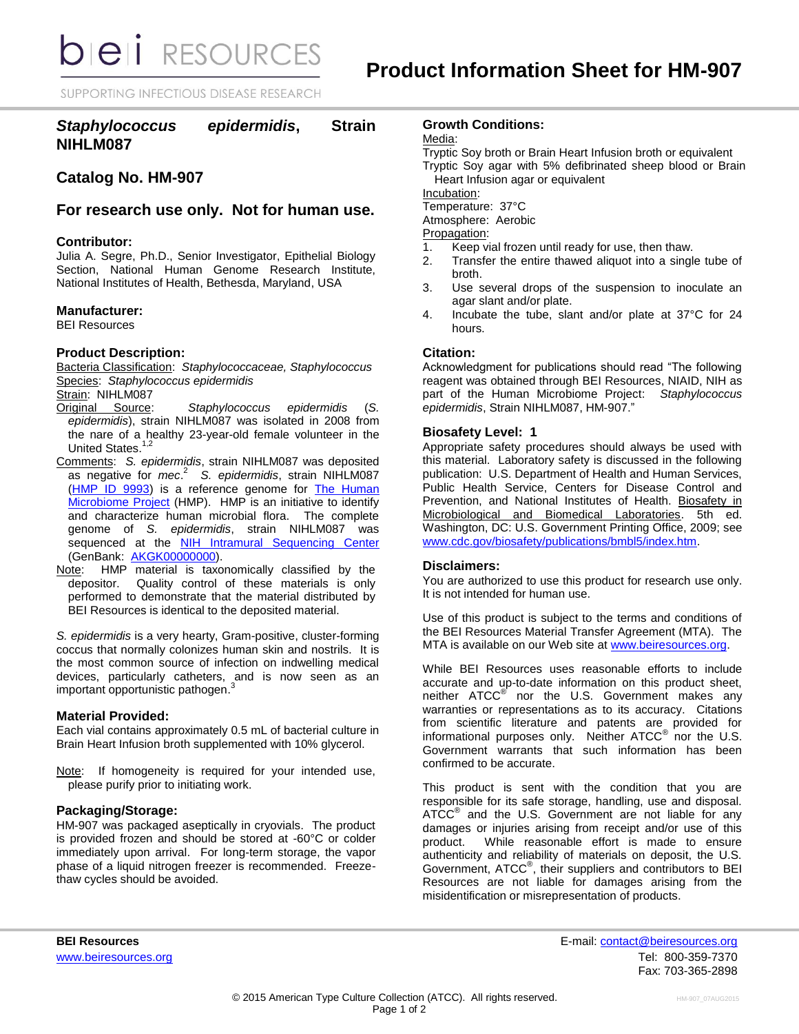# Product Information Sheet for HM-907

## *Staphylococcus epidermidis*, Strain NIHLM087

## Catalog No. HM-907

## For research use only. Not for human use.

### Contributor:

Julia A. Segre, Ph.D., Senior Investigator, Epithelial Biology Section, National Human Genome Research Institute, National Institutes of Health, Bethesda, Maryland, USA

### Manufacturer:

BEI Resources

### Product Description:

Bacteria Classification: *Staphylococcaceae, Staphylococcus*
Species: *Staphylococcus epidermidis*
Strain: NIHLM087
Original Source: *Staphylococcus epidermidis* (*S. epidermidis*), strain NIHLM087 was isolated in 2008 from the nare of a healthy 23-year-old female volunteer in the United States.[1,2]
Comments: *S. epidermidis*, strain NIHLM087 was deposited as negative for *mec*.[2] *S. epidermidis*, strain NIHLM087 (HMP ID 9993) is a reference genome for The Human Microbiome Project (HMP). HMP is an initiative to identify and characterize human microbial flora. The complete genome of *S. epidermidis*, strain NIHLM087 was sequenced at the NIH Intramural Sequencing Center (GenBank: AKGK00000000).
Note: HMP material is taxonomically classified by the depositor. Quality control of these materials is only performed to demonstrate that the material distributed by BEI Resources is identical to the deposited material.

*S. epidermidis* is a very hearty, Gram-positive, cluster-forming coccus that normally colonizes human skin and nostrils. It is the most common source of infection on indwelling medical devices, particularly catheters, and is now seen as an important opportunistic pathogen.[3]

### Material Provided:

Each vial contains approximately 0.5 mL of bacterial culture in Brain Heart Infusion broth supplemented with 10% glycerol.

Note: If homogeneity is required for your intended use, please purify prior to initiating work.

### Packaging/Storage:

HM-907 was packaged aseptically in cryovials. The product is provided frozen and should be stored at -60°C or colder immediately upon arrival. For long-term storage, the vapor phase of a liquid nitrogen freezer is recommended. Freeze-thaw cycles should be avoided.

### Growth Conditions:

Media:
Tryptic Soy broth or Brain Heart Infusion broth or equivalent
Tryptic Soy agar with 5% defibrinated sheep blood or Brain Heart Infusion agar or equivalent
Incubation:
Temperature: 37°C
Atmosphere: Aerobic
Propagation:

1. Keep vial frozen until ready for use, then thaw.
2. Transfer the entire thawed aliquot into a single tube of broth.
3. Use several drops of the suspension to inoculate an agar slant and/or plate.
4. Incubate the tube, slant and/or plate at 37°C for 24 hours.

### Citation:

Acknowledgment for publications should read "The following reagent was obtained through BEI Resources, NIAID, NIH as part of the Human Microbiome Project: *Staphylococcus epidermidis*, Strain NIHLM087, HM-907."

### Biosafety Level: 1

Appropriate safety procedures should always be used with this material. Laboratory safety is discussed in the following publication: U.S. Department of Health and Human Services, Public Health Service, Centers for Disease Control and Prevention, and National Institutes of Health. Biosafety in Microbiological and Biomedical Laboratories. 5th ed. Washington, DC: U.S. Government Printing Office, 2009; see www.cdc.gov/biosafety/publications/bmbl5/index.htm.

### Disclaimers:

You are authorized to use this product for research use only. It is not intended for human use.

Use of this product is subject to the terms and conditions of the BEI Resources Material Transfer Agreement (MTA). The MTA is available on our Web site at www.beiresources.org.

While BEI Resources uses reasonable efforts to include accurate and up-to-date information on this product sheet, neither ATCC® nor the U.S. Government makes any warranties or representations as to its accuracy. Citations from scientific literature and patents are provided for informational purposes only. Neither ATCC® nor the U.S. Government warrants that such information has been confirmed to be accurate.

This product is sent with the condition that you are responsible for its safe storage, handling, use and disposal. ATCC® and the U.S. Government are not liable for any damages or injuries arising from receipt and/or use of this product. While reasonable effort is made to ensure authenticity and reliability of materials on deposit, the U.S. Government, ATCC®, their suppliers and contributors to BEI Resources are not liable for damages arising from the misidentification or misrepresentation of products.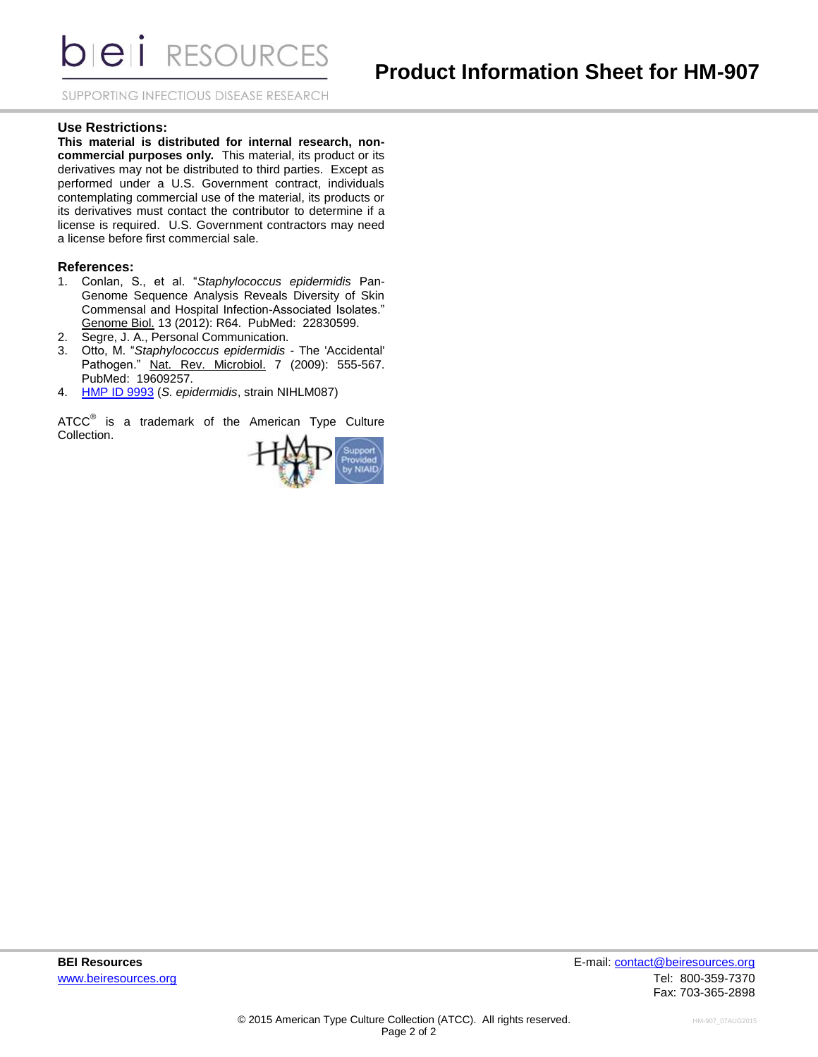### Use Restrictions:

**This material is distributed for internal research, non-commercial purposes only.** This material, its product or its derivatives may not be distributed to third parties. Except as performed under a U.S. Government contract, individuals contemplating commercial use of the material, its products or its derivatives must contact the contributor to determine if a license is required. U.S. Government contractors may need a license before first commercial sale.

### References:

1. Conlan, S., et al. "*Staphylococcus epidermidis* Pan-Genome Sequence Analysis Reveals Diversity of Skin Commensal and Hospital Infection-Associated Isolates." Genome Biol. 13 (2012): R64. PubMed: 22830599.
2. Segre, J. A., Personal Communication.
3. Otto, M. "*Staphylococcus epidermidis* - The 'Accidental' Pathogen." Nat. Rev. Microbiol. 7 (2009): 555-567. PubMed: 19609257.
4. HMP ID 9993 (*S. epidermidis*, strain NIHLM087)

ATCC® is a trademark of the American Type Culture Collection.

**BEI Resources**
www.beiresources.org

E-mail: contact@beiresources.org
Tel: 800-359-7370
Fax: 703-365-2898

© 2015 American Type Culture Collection (ATCC). All rights reserved.